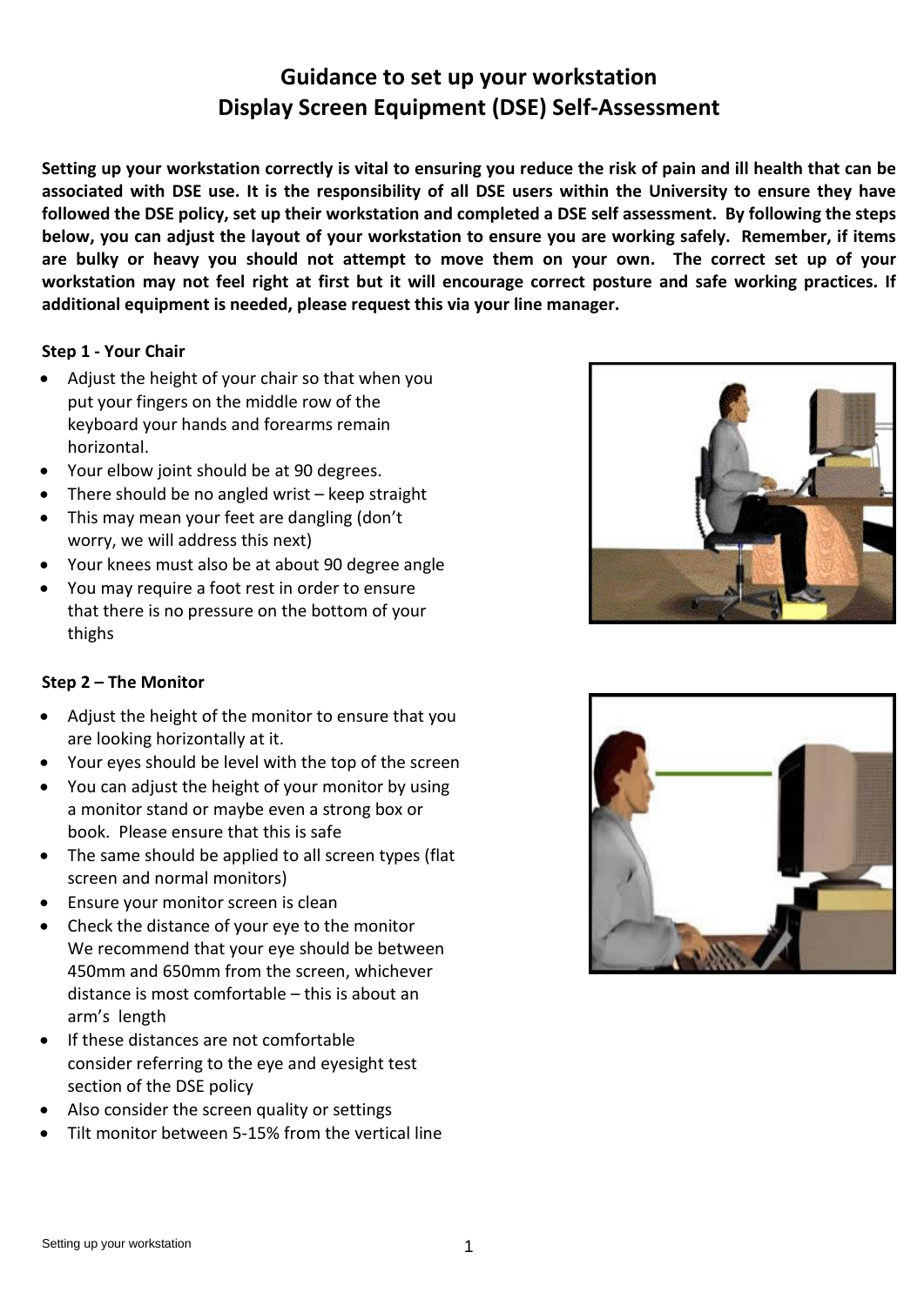# Guidance to set up your workstation
# Display Screen Equipment (DSE) Self-Assessment

**Setting up your workstation correctly is vital to ensuring you reduce the risk of pain and ill health that can be associated with DSE use. It is the responsibility of all DSE users within the University to ensure they have followed the DSE policy, set up their workstation and completed a DSE self assessment. By following the steps below, you can adjust the layout of your workstation to ensure you are working safely. Remember, if items are bulky or heavy you should not attempt to move them on your own. The correct set up of your workstation may not feel right at first but it will encourage correct posture and safe working practices. If additional equipment is needed, please request this via your line manager.**

**Step 1 - Your Chair**

- Adjust the height of your chair so that when you put your fingers on the middle row of the keyboard your hands and forearms remain horizontal.
- Your elbow joint should be at 90 degrees.
- There should be no angled wrist – keep straight
- This may mean your feet are dangling (don't worry, we will address this next)
- Your knees must also be at about 90 degree angle
- You may require a foot rest in order to ensure that there is no pressure on the bottom of your thighs

**Step 2 – The Monitor**

- Adjust the height of the monitor to ensure that you are looking horizontally at it.
- Your eyes should be level with the top of the screen
- You can adjust the height of your monitor by using a monitor stand or maybe even a strong box or book. Please ensure that this is safe
- The same should be applied to all screen types (flat screen and normal monitors)
- Ensure your monitor screen is clean
- Check the distance of your eye to the monitor We recommend that your eye should be between 450mm and 650mm from the screen, whichever distance is most comfortable – this is about an arm's length
- If these distances are not comfortable consider referring to the eye and eyesight test section of the DSE policy
- Also consider the screen quality or settings
- Tilt monitor between 5-15% from the vertical line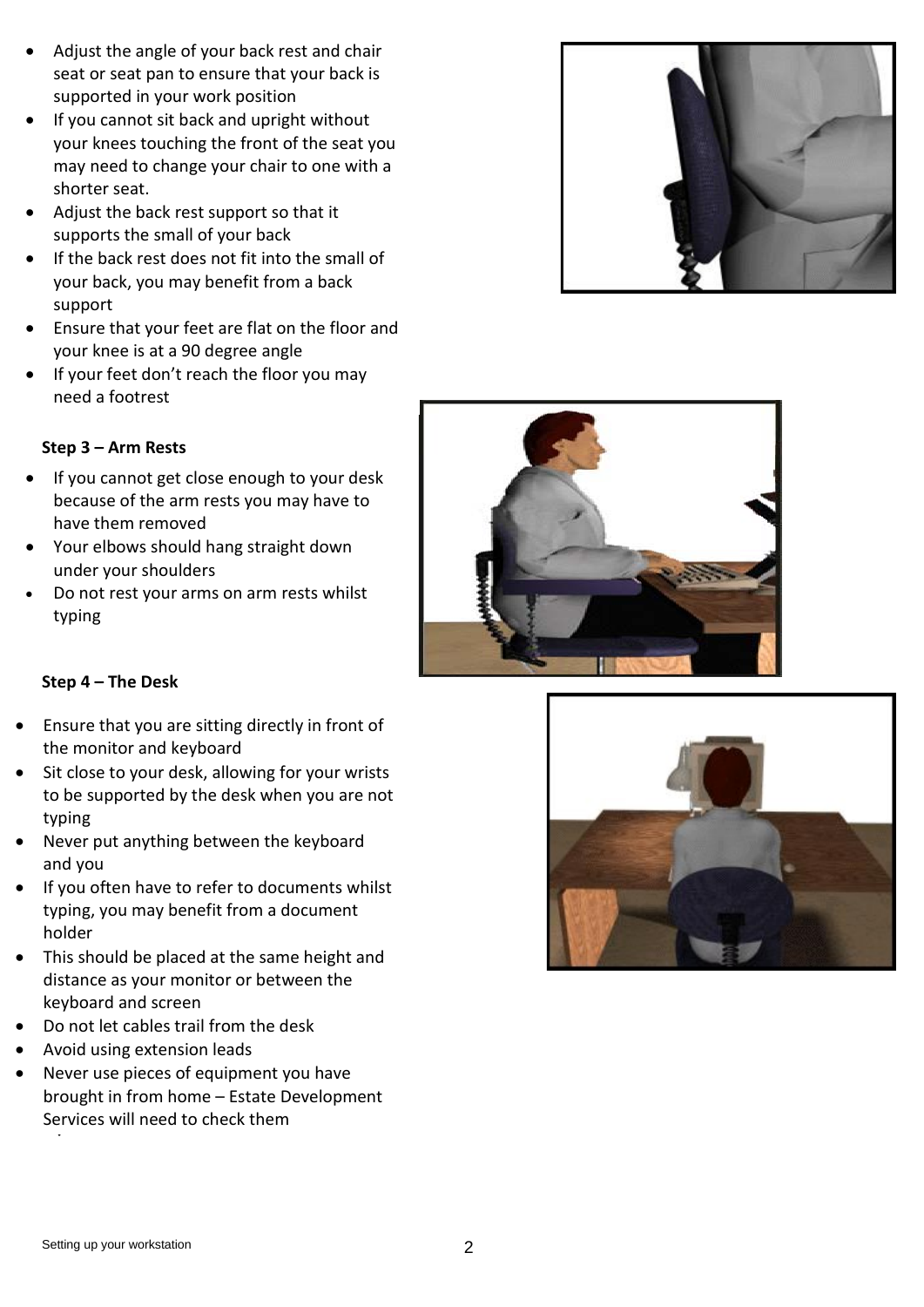- Adjust the angle of your back rest and chair seat or seat pan to ensure that your back is supported in your work position
- If you cannot sit back and upright without your knees touching the front of the seat you may need to change your chair to one with a shorter seat.
- Adjust the back rest support so that it supports the small of your back
- If the back rest does not fit into the small of your back, you may benefit from a back support
- Ensure that your feet are flat on the floor and your knee is at a 90 degree angle
- If your feet don't reach the floor you may need a footrest

**Step 3 – Arm Rests**

- If you cannot get close enough to your desk because of the arm rests you may have to have them removed
- Your elbows should hang straight down under your shoulders
- Do not rest your arms on arm rests whilst typing

**Step 4 – The Desk**

- Ensure that you are sitting directly in front of the monitor and keyboard
- Sit close to your desk, allowing for your wrists to be supported by the desk when you are not typing
- Never put anything between the keyboard and you
- If you often have to refer to documents whilst typing, you may benefit from a document holder
- This should be placed at the same height and distance as your monitor or between the keyboard and screen
- Do not let cables trail from the desk
- Avoid using extension leads
- Never use pieces of equipment you have brought in from home – Estate Development Services will need to check them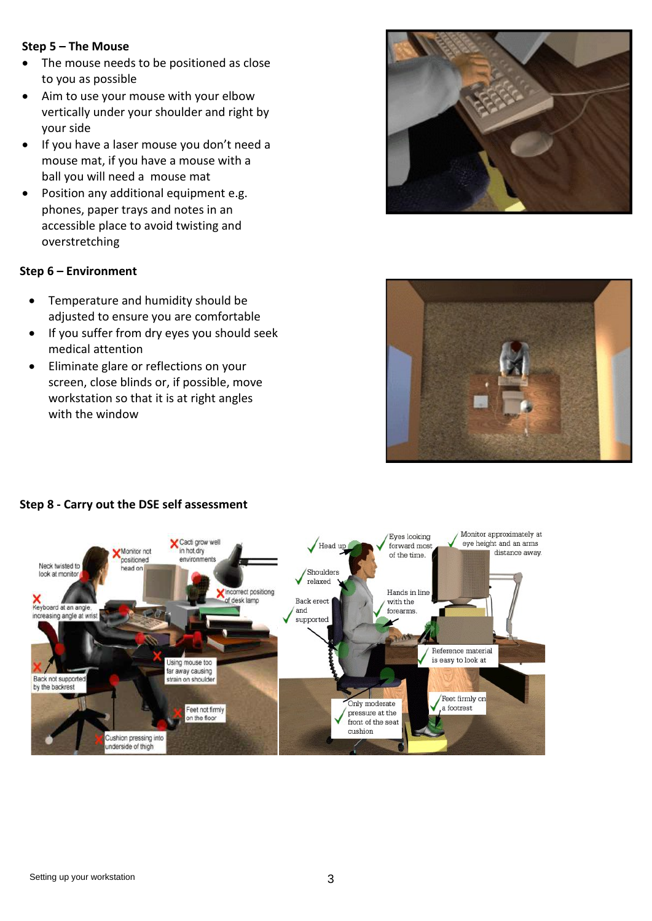**Step 5 – The Mouse**

- The mouse needs to be positioned as close to you as possible
- Aim to use your mouse with your elbow vertically under your shoulder and right by your side
- If you have a laser mouse you don't need a mouse mat, if you have a mouse with a ball you will need a mouse mat
- Position any additional equipment e.g. phones, paper trays and notes in an accessible place to avoid twisting and overstretching

**Step 6 – Environment**

- Temperature and humidity should be adjusted to ensure you are comfortable
- If you suffer from dry eyes you should seek medical attention
- Eliminate glare or reflections on your screen, close blinds or, if possible, move workstation so that it is at right angles with the window

**Step 8 - Carry out the DSE self assessment**

Neck twisted to look at monitor
Monitor not positioned head on
Cacti grow well in hot dry environments
Incorrect positioning of desk lamp
Keyboard at an angle, increasing angle at wrist
Using mouse too far away causing strain on shoulder
Back not supported by the backrest
Feet not firmly on the floor
Cushion pressing into underside of thigh

Head up
Eyes looking forward most of the time.
Monitor approximately at eye height and an arms distance away.
Shoulders relaxed
Back erect and supported
Hands in line with the forearms.
Reference material is easy to look at
Only moderate pressure at the front of the seat cushion
Feet firmly on a footrest

Setting up your workstation